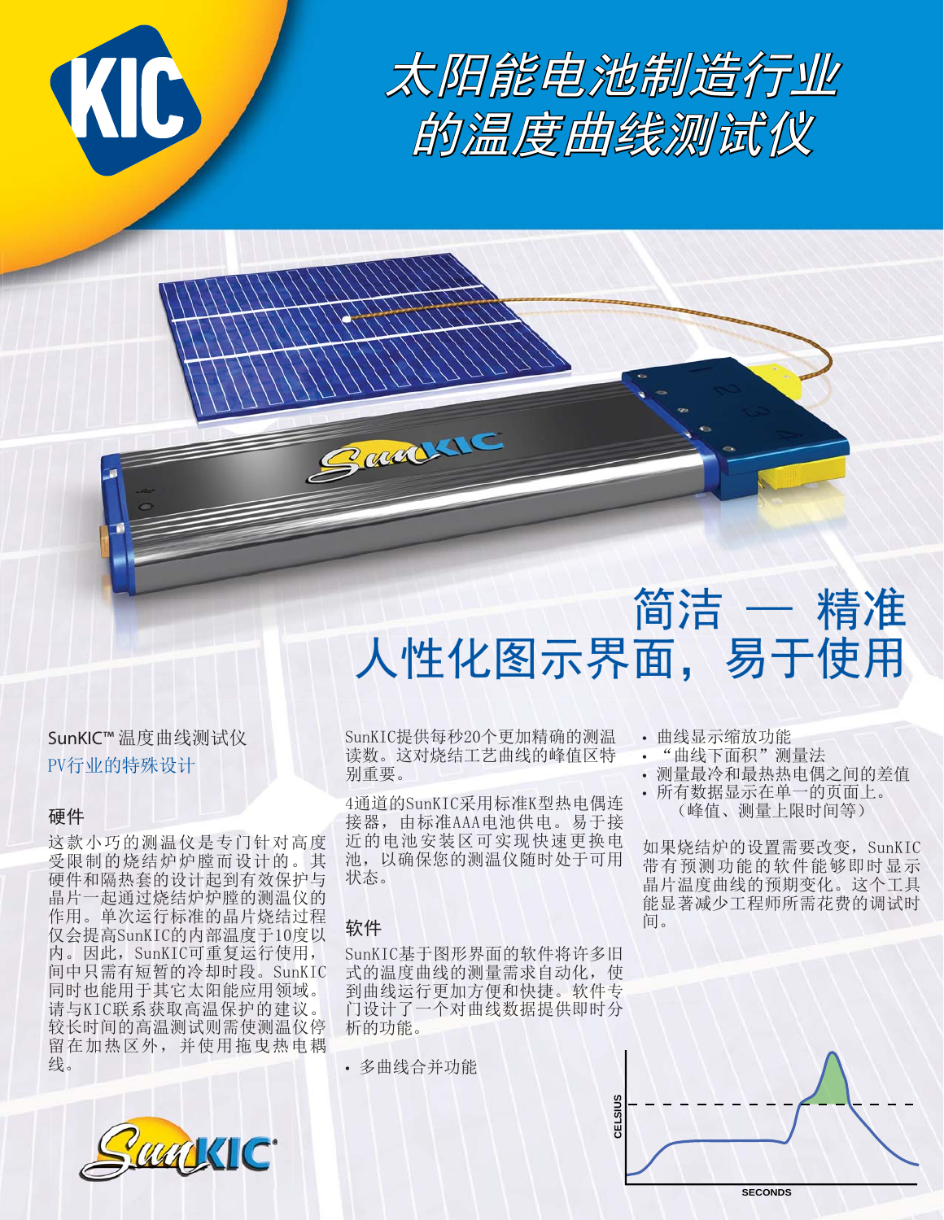# 太阳能电池制造行业的温度曲线测试仪

## 简洁 — 精准
## 人性化图示界面，易于使用

SunKIC™ 温度曲线测试仪

PV行业的特殊设计

### 硬件

这款小巧的测温仪是专门针对高度受限制的烧结炉炉膛而设计的。其硬件和隔热套的设计起到有效保护与晶片一起通过烧结炉炉膛的测温仪的作用。单次运行标准的晶片烧结过程仅会提高SunKIC的内部温度于10度以内。因此，SunKIC可重复运行使用，间中只需有短暂的冷却时段。SunKIC同时也能用于其它太阳能应用领域。请与KIC联系获取高温保护的建议。较长时间的高温测试则需使测温仪停留在加热区外，并使用拖曳热电耦线。

SunKIC提供每秒20个更加精确的测温读数。这对烧结工艺曲线的峰值区特别重要。

4通道的SunKIC采用标准K型热电偶连接器，由标准AAA电池供电。易于接近的电池安装区可实现快速更换电池，以确保您的测温仪随时处于可用状态。

### 软件

SunKIC基于图形界面的软件将许多旧式的温度曲线的测量需求自动化，使到曲线运行更加方便和快捷。软件专门设计了一个对曲线数据提供即时分析的功能。

- 多曲线合并功能
- 曲线显示缩放功能
- “曲线下面积”测量法
- 测量最冷和最热热电偶之间的差值
- 所有数据显示在单一的页面上。（峰值、测量上限时间等）

如果烧结炉的设置需要改变，SunKIC带有预测功能的软件能够即时显示晶片温度曲线的预期变化。这个工具能显著减少工程师所需花费的调试时间。

CELSIUS

SECONDS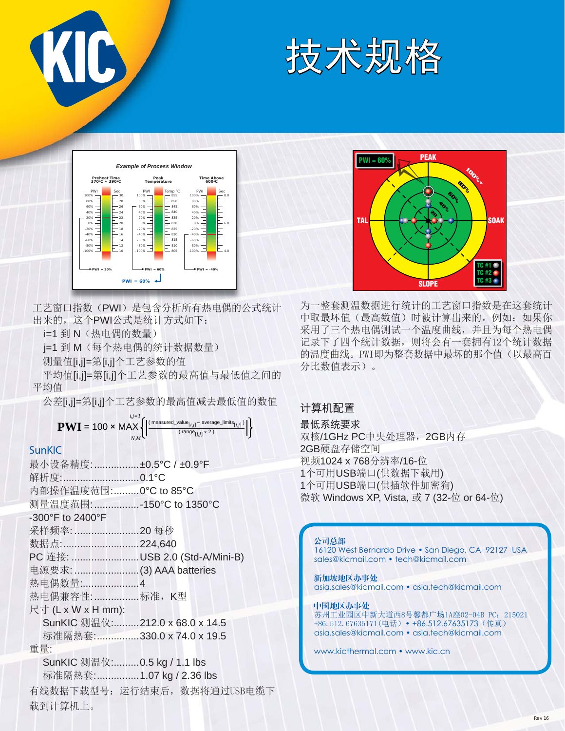# 技术规格

Example of Process Window

Preheat Time 370°C – 390°C

Peak Temperature

Time Above 600°C

PWI = 20%

PWI = 60%

PWI = -40%

PWI = 60%

PEAK

TAL

SOAK

SLOPE

PWI = 60%

TC #1

TC #2

TC #3

工艺窗口指数（PWI）是包含分析所有热电偶的公式统计出来的，这个PWI公式是统计方式如下：

i=1 到 N（热电偶的数量）

j=1 到 M（每个热电偶的统计数据数量）

测量值[i,j]=第[i,j]个工艺参数的值

平均值[i,j]=第[i,j]个工艺参数的最高值与最低值之间的平均值

公差[i,j]=第[i,j]个工艺参数的最高值减去最低值的数值

$$\mathbf{PWI} = 100 \times \underset{N,M}{\overset{i,j=1}{\mathrm{MAX}}} \left\{ \left| \frac{(\text{measured\_value}_{[i,j]} - \text{average\_limits}_{[i,j]})}{(\text{range}_{[i,j]} \div 2)} \right| \right\}$$

为一整套测温数据进行统计的工艺窗口指数是在这套统计中取最坏值（最高数值）时被计算出来的。例如：如果你采用了三个热电偶测试一个温度曲线，并且为每个热电偶记录下了四个统计数据，则将会有一套拥有12个统计数据的温度曲线。PWI即为整套数据中最坏的那个值（以最高百分比数值表示）。

## SunKIC

最小设备精度:................±0.5°C / ±0.9°F  
解析度:...........................0.1°C  
内部操作温度范围:.........0°C to 85°C  
测量温度范围:................-150°C to 1350°C  
-300°F to 2400°F  
采样频率:.......................20 每秒  
数据点:...........................224,640  
PC 连接: ........................USB 2.0 (Std-A/Mini-B)  
电源要求:.......................(3) AAA batteries  
热电偶数量:....................4  
热电偶兼容性:................标准，K型  
尺寸 (L x W x H mm):  
SunKIC 测温仪:.........212.0 x 68.0 x 14.5  
标准隔热套:...............330.0 x 74.0 x 19.5  
重量:  
SunKIC 测温仪:.........0.5 kg / 1.1 lbs  
标准隔热套:...............1.07 kg / 2.36 lbs

有线数据下载型号：运行结束后，数据将通过USB电缆下载到计算机上。

## 计算机配置

最低系统要求

双核/1GHz PC中央处理器，2GB内存  
2GB硬盘存储空间  
视频1024 x 768分辨率/16-位  
1个可用USB端口(供数据下载用)  
1个可用USB端口(供插软件加密狗)  
微软 Windows XP, Vista, 或 7 (32-位 or 64-位)

**公司总部**  
16120 West Bernardo Drive • San Diego, CA 92127 USA  
sales@kicmail.com • tech@kicmail.com

**新加坡地区办事处**  
asia.sales@kicmail.com • asia.tech@kicmail.com

**中国地区办事处**  
苏州工业园区中新大道西8号馨都广场1A座02-04B PC：215021  
+86. 512. 67635171（电话） • +86.512.67635173（传真）  
asia.sales@kicmail.com • asia.tech@kicmail.com

www.kicthermal.com • www.kic.cn

Rev 16